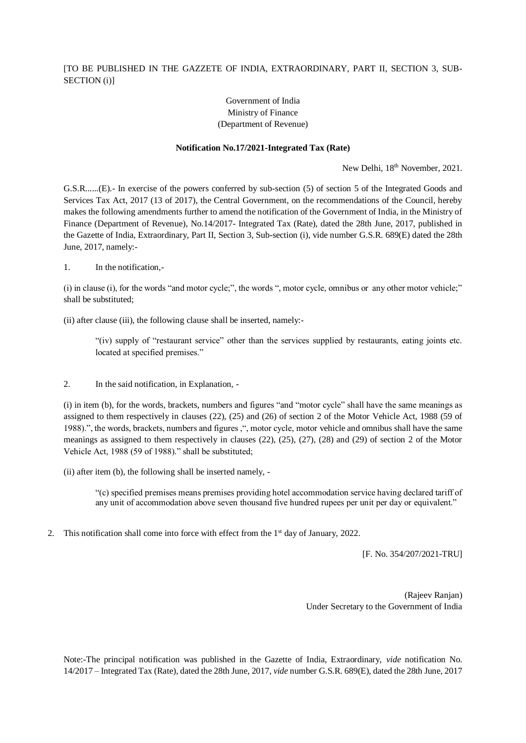[TO BE PUBLISHED IN THE GAZZETE OF INDIA, EXTRAORDINARY, PART II, SECTION 3, SUB-SECTION (i)]

Government of India
Ministry of Finance
(Department of Revenue)

**Notification No.17/2021-Integrated Tax (Rate)**

New Delhi, 18th November, 2021.

G.S.R......(E).- In exercise of the powers conferred by sub-section (5) of section 5 of the Integrated Goods and Services Tax Act, 2017 (13 of 2017), the Central Government, on the recommendations of the Council, hereby makes the following amendments further to amend the notification of the Government of India, in the Ministry of Finance (Department of Revenue), No.14/2017- Integrated Tax (Rate), dated the 28th June, 2017, published in the Gazette of India, Extraordinary, Part II, Section 3, Sub-section (i), vide number G.S.R. 689(E) dated the 28th June, 2017, namely:-

1. In the notification,-

(i) in clause (i), for the words "and motor cycle;", the words ", motor cycle, omnibus or any other motor vehicle;" shall be substituted;

(ii) after clause (iii), the following clause shall be inserted, namely:-

> "(iv) supply of "restaurant service" other than the services supplied by restaurants, eating joints etc. located at specified premises."

2. In the said notification, in Explanation, -

(i) in item (b), for the words, brackets, numbers and figures "and "motor cycle" shall have the same meanings as assigned to them respectively in clauses (22), (25) and (26) of section 2 of the Motor Vehicle Act, 1988 (59 of 1988).", the words, brackets, numbers and figures ,", motor cycle, motor vehicle and omnibus shall have the same meanings as assigned to them respectively in clauses (22), (25), (27), (28) and (29) of section 2 of the Motor Vehicle Act, 1988 (59 of 1988)." shall be substituted;

(ii) after item (b), the following shall be inserted namely, -

> "(c) specified premises means premises providing hotel accommodation service having declared tariff of any unit of accommodation above seven thousand five hundred rupees per unit per day or equivalent."

2. This notification shall come into force with effect from the 1st day of January, 2022.

[F. No. 354/207/2021-TRU]

(Rajeev Ranjan)
Under Secretary to the Government of India

Note:-The principal notification was published in the Gazette of India, Extraordinary, *vide* notification No. 14/2017 – Integrated Tax (Rate), dated the 28th June, 2017, *vide* number G.S.R. 689(E), dated the 28th June, 2017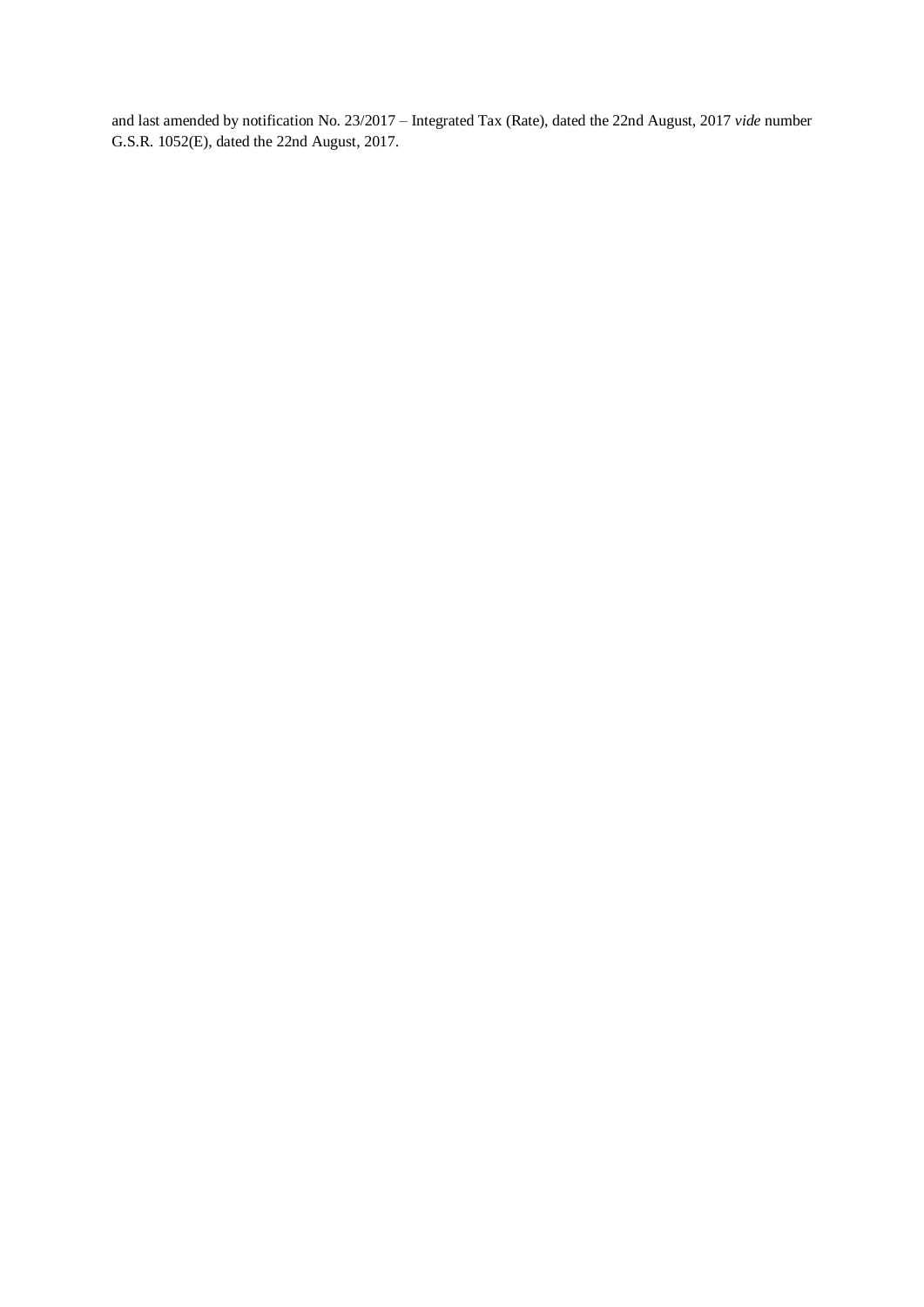and last amended by notification No. 23/2017 – Integrated Tax (Rate), dated the 22nd August, 2017 *vide* number G.S.R. 1052(E), dated the 22nd August, 2017.